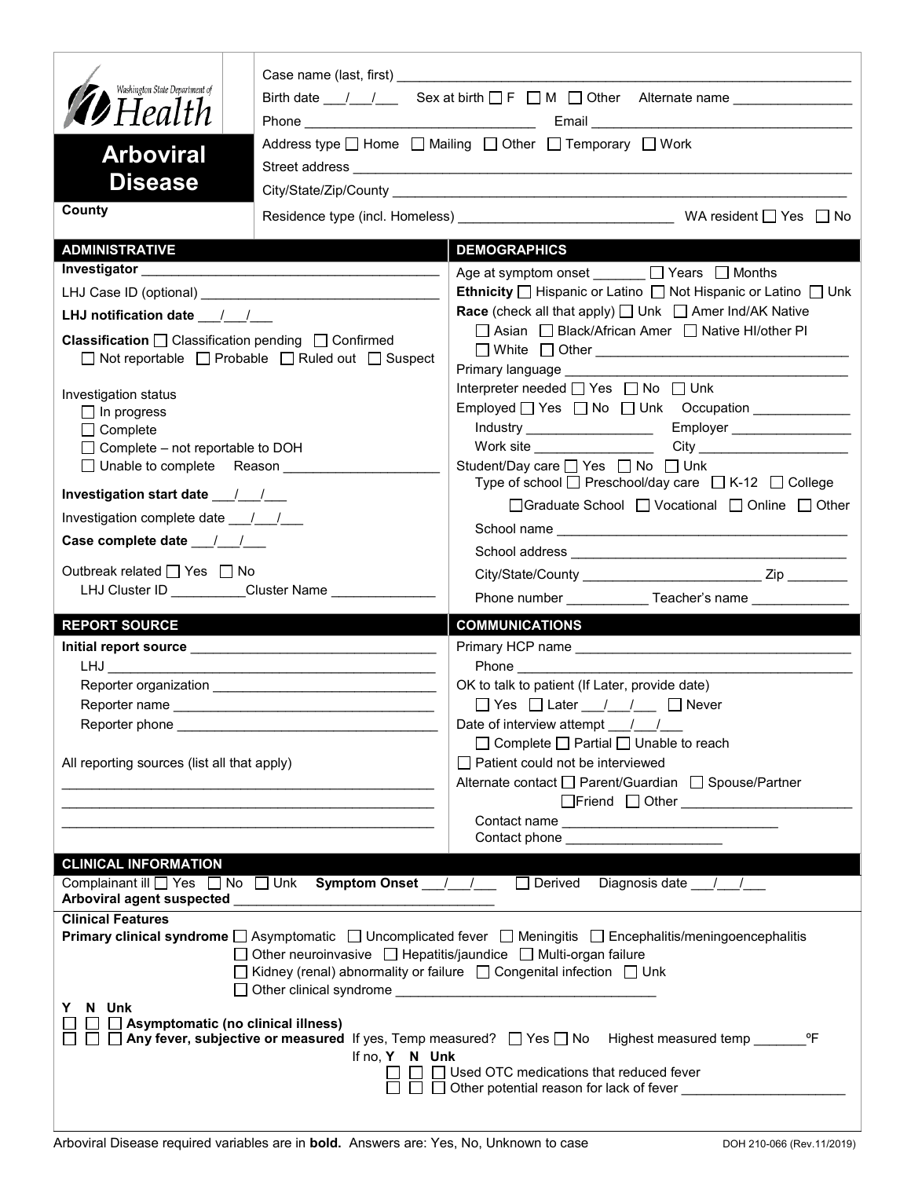Washington State Department of Health

# Arboviral Disease

County

Case name (last, first) ___________________________________________

Birth date ___/___/___ Sex at birth ☐ F ☐ M ☐ Other Alternate name _______________

Phone ______________________________ Email __________________________________

Address type ☐ Home ☐ Mailing ☐ Other ☐ Temporary ☐ Work

Street address ___________________________________________

City/State/Zip/County ___________________________________________

Residence type (incl. Homeless) ____________________________ WA resident ☐ Yes ☐ No

## ADMINISTRATIVE

**Investigator** _______________________________________

LHJ Case ID (optional) _______________________________

**LHJ notification date** ___/___/___

**Classification** ☐ Classification pending ☐ Confirmed ☐ Not reportable ☐ Probable ☐ Ruled out ☐ Suspect

Investigation status
- ☐ In progress
- ☐ Complete
- ☐ Complete – not reportable to DOH
- ☐ Unable to complete Reason ____________________

**Investigation start date** ___/___/___

Investigation complete date ___/___/___

**Case complete date** ___/___/___

Outbreak related ☐ Yes ☐ No

LHJ Cluster ID __________Cluster Name ______________

## DEMOGRAPHICS

Age at symptom onset _______ ☐ Years ☐ Months

**Ethnicity** ☐ Hispanic or Latino ☐ Not Hispanic or Latino ☐ Unk

**Race** (check all that apply) ☐ Unk ☐ Amer Ind/AK Native ☐ Asian ☐ Black/African Amer ☐ Native HI/other PI ☐ White ☐ Other _________________________________

Primary language _____________________________________

Interpreter needed ☐ Yes ☐ No ☐ Unk

Employed ☐ Yes ☐ No ☐ Unk Occupation _____________

Industry _________________ Employer ________________

Work site ________________ City ____________________

Student/Day care ☐ Yes ☐ No ☐ Unk

Type of school ☐ Preschool/day care ☐ K-12 ☐ College ☐ Graduate School ☐ Vocational ☐ Online ☐ Other

School name _______________________________________

School address _____________________________________

City/State/County ________________________ Zip ________

Phone number ___________ Teacher's name _____________

## REPORT SOURCE

**Initial report source** ________________________________

LHJ ______________________________________________

Reporter organization ______________________________

Reporter name ___________________________________

Reporter phone __________________________________

All reporting sources (list all that apply)

_________________________________________________

_________________________________________________

_________________________________________________

## COMMUNICATIONS

Primary HCP name __________________________________

Phone _____________________________________________

OK to talk to patient (If Later, provide date)

☐ Yes ☐ Later ___/___/___ ☐ Never

Date of interview attempt ___/___/___

☐ Complete ☐ Partial ☐ Unable to reach

☐ Patient could not be interviewed

Alternate contact ☐ Parent/Guardian ☐ Spouse/Partner ☐ Friend ☐ Other ______________________

Contact name ____________________________

Contact phone ____________________

## CLINICAL INFORMATION

Complainant ill ☐ Yes ☐ No ☐ Unk **Symptom Onset** ___/___/___ ☐ Derived Diagnosis date ___/___/___

**Arboviral agent suspected** _________________________________

**Clinical Features**

**Primary clinical syndrome** ☐ Asymptomatic ☐ Uncomplicated fever ☐ Meningitis ☐ Encephalitis/meningoencephalitis ☐ Other neuroinvasive ☐ Hepatitis/jaundice ☐ Multi-organ failure ☐ Kidney (renal) abnormality or failure ☐ Congenital infection ☐ Unk ☐ Other clinical syndrome _________________________________

**Y N Unk**

☐ ☐ ☐ **Asymptomatic (no clinical illness)**

☐ ☐ ☐ **Any fever, subjective or measured** If yes, Temp measured? ☐ Yes ☐ No Highest measured temp _______ºF

If no, **Y N Unk**

☐ ☐ ☐ Used OTC medications that reduced fever

☐ ☐ ☐ Other potential reason for lack of fever ______________________

Arboviral Disease required variables are in **bold**. Answers are: Yes, No, Unknown to case

DOH 210-066 (Rev.11/2019)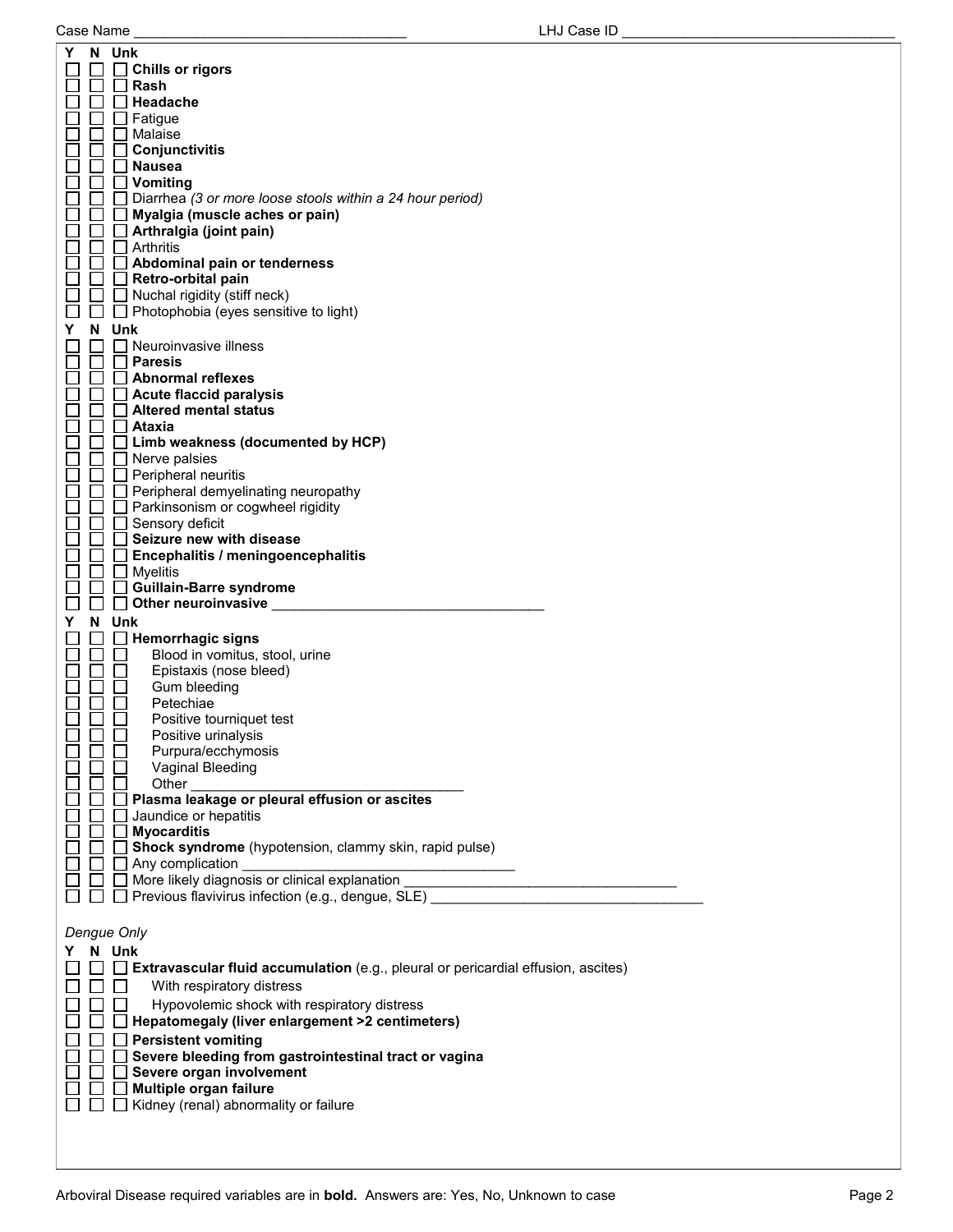Case Name ______________________________ LHJ Case ID ______________________________

| Y | N | Unk | |
|---|---|---|---|
| ☐ | ☐ | ☐ | **Chills or rigors** |
| ☐ | ☐ | ☐ | **Rash** |
| ☐ | ☐ | ☐ | **Headache** |
| ☐ | ☐ | ☐ | Fatigue |
| ☐ | ☐ | ☐ | Malaise |
| ☐ | ☐ | ☐ | **Conjunctivitis** |
| ☐ | ☐ | ☐ | **Nausea** |
| ☐ | ☐ | ☐ | **Vomiting** |
| ☐ | ☐ | ☐ | Diarrhea *(3 or more loose stools within a 24 hour period)* |
| ☐ | ☐ | ☐ | **Myalgia (muscle aches or pain)** |
| ☐ | ☐ | ☐ | **Arthralgia (joint pain)** |
| ☐ | ☐ | ☐ | Arthritis |
| ☐ | ☐ | ☐ | **Abdominal pain or tenderness** |
| ☐ | ☐ | ☐ | **Retro-orbital pain** |
| ☐ | ☐ | ☐ | Nuchal rigidity (stiff neck) |
| ☐ | ☐ | ☐ | Photophobia (eyes sensitive to light) |

| Y | N | Unk | |
|---|---|---|---|
| ☐ | ☐ | ☐ | Neuroinvasive illness |
| ☐ | ☐ | ☐ | **Paresis** |
| ☐ | ☐ | ☐ | **Abnormal reflexes** |
| ☐ | ☐ | ☐ | **Acute flaccid paralysis** |
| ☐ | ☐ | ☐ | **Altered mental status** |
| ☐ | ☐ | ☐ | **Ataxia** |
| ☐ | ☐ | ☐ | **Limb weakness (documented by HCP)** |
| ☐ | ☐ | ☐ | Nerve palsies |
| ☐ | ☐ | ☐ | Peripheral neuritis |
| ☐ | ☐ | ☐ | Peripheral demyelinating neuropathy |
| ☐ | ☐ | ☐ | Parkinsonism or cogwheel rigidity |
| ☐ | ☐ | ☐ | Sensory deficit |
| ☐ | ☐ | ☐ | **Seizure new with disease** |
| ☐ | ☐ | ☐ | **Encephalitis / meningoencephalitis** |
| ☐ | ☐ | ☐ | Myelitis |
| ☐ | ☐ | ☐ | **Guillain-Barre syndrome** |
| ☐ | ☐ | ☐ | **Other neuroinvasive** ______________________________ |

| Y | N | Unk | |
|---|---|---|---|
| ☐ | ☐ | ☐ | **Hemorrhagic signs** |
| ☐ | ☐ | ☐ | Blood in vomitus, stool, urine |
| ☐ | ☐ | ☐ | Epistaxis (nose bleed) |
| ☐ | ☐ | ☐ | Gum bleeding |
| ☐ | ☐ | ☐ | Petechiae |
| ☐ | ☐ | ☐ | Positive tourniquet test |
| ☐ | ☐ | ☐ | Positive urinalysis |
| ☐ | ☐ | ☐ | Purpura/ecchymosis |
| ☐ | ☐ | ☐ | Vaginal Bleeding |
| ☐ | ☐ | ☐ | Other ______________________________ |
| ☐ | ☐ | ☐ | **Plasma leakage or pleural effusion or ascites** |
| ☐ | ☐ | ☐ | Jaundice or hepatitis |
| ☐ | ☐ | ☐ | **Myocarditis** |
| ☐ | ☐ | ☐ | **Shock syndrome** (hypotension, clammy skin, rapid pulse) |
| ☐ | ☐ | ☐ | Any complication ______________________________ |
| ☐ | ☐ | ☐ | More likely diagnosis or clinical explanation ______________________________ |
| ☐ | ☐ | ☐ | Previous flavivirus infection (e.g., dengue, SLE) ______________________________ |

*Dengue Only*

| Y | N | Unk | |
|---|---|---|---|
| ☐ | ☐ | ☐ | **Extravascular fluid accumulation** (e.g., pleural or pericardial effusion, ascites) |
| ☐ | ☐ | ☐ | With respiratory distress |
| ☐ | ☐ | ☐ | Hypovolemic shock with respiratory distress |
| ☐ | ☐ | ☐ | **Hepatomegaly (liver enlargement >2 centimeters)** |
| ☐ | ☐ | ☐ | **Persistent vomiting** |
| ☐ | ☐ | ☐ | **Severe bleeding from gastrointestinal tract or vagina** |
| ☐ | ☐ | ☐ | **Severe organ involvement** |
| ☐ | ☐ | ☐ | **Multiple organ failure** |
| ☐ | ☐ | ☐ | Kidney (renal) abnormality or failure |

Arboviral Disease required variables are in **bold.** Answers are: Yes, No, Unknown to case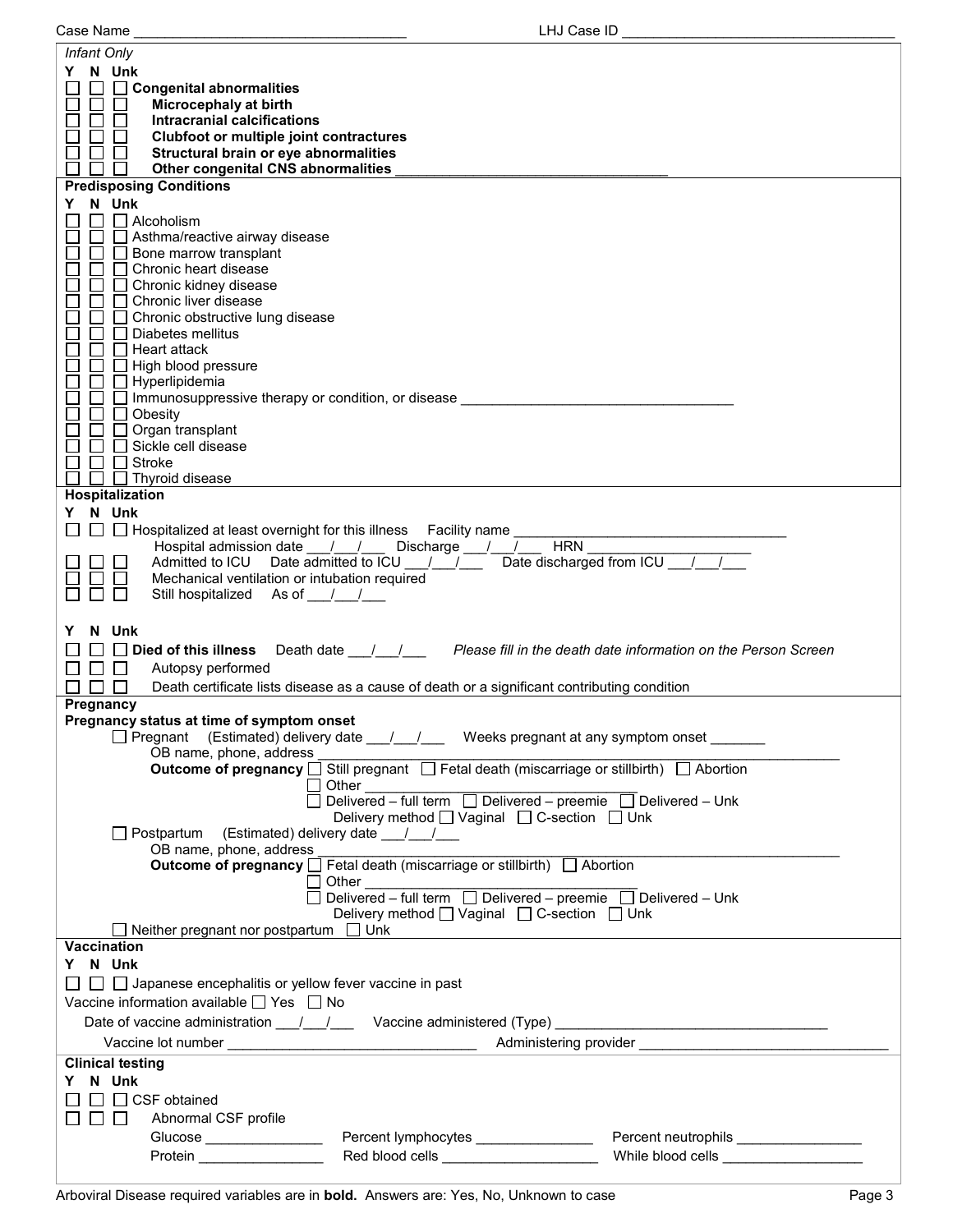Case Name ___________________________________ LHJ Case ID ___________________________________

*Infant Only*

**Y N Unk**

☐ ☐ ☐ **Congenital abnormalities**
☐ ☐ ☐ **Microcephaly at birth**
☐ ☐ ☐ **Intracranial calcifications**
☐ ☐ ☐ **Clubfoot or multiple joint contractures**
☐ ☐ ☐ **Structural brain or eye abnormalities**
☐ ☐ ☐ **Other congenital CNS abnormalities** ___________________________________

**Predisposing Conditions**

**Y N Unk**

☐ ☐ ☐ Alcoholism
☐ ☐ ☐ Asthma/reactive airway disease
☐ ☐ ☐ Bone marrow transplant
☐ ☐ ☐ Chronic heart disease
☐ ☐ ☐ Chronic kidney disease
☐ ☐ ☐ Chronic liver disease
☐ ☐ ☐ Chronic obstructive lung disease
☐ ☐ ☐ Diabetes mellitus
☐ ☐ ☐ Heart attack
☐ ☐ ☐ High blood pressure
☐ ☐ ☐ Hyperlipidemia
☐ ☐ ☐ Immunosuppressive therapy or condition, or disease ___________________________________
☐ ☐ ☐ Obesity
☐ ☐ ☐ Organ transplant
☐ ☐ ☐ Sickle cell disease
☐ ☐ ☐ Stroke
☐ ☐ ☐ Thyroid disease

**Hospitalization**

**Y N Unk**

☐ ☐ ☐ Hospitalized at least overnight for this illness Facility name ___________________________________
Hospital admission date ___/___/___ Discharge ___/___/___ HRN ______________________
☐ ☐ ☐ Admitted to ICU Date admitted to ICU ___/___/___ Date discharged from ICU ___/___/___
☐ ☐ ☐ Mechanical ventilation or intubation required
☐ ☐ ☐ Still hospitalized As of ___/___/___

**Y N Unk**

☐ ☐ ☐ **Died of this illness** Death date ___/___/___ *Please fill in the death date information on the Person Screen*
☐ ☐ ☐ Autopsy performed
☐ ☐ ☐ Death certificate lists disease as a cause of death or a significant contributing condition

**Pregnancy**

**Pregnancy status at time of symptom onset**

☐ Pregnant (Estimated) delivery date ___/___/___ Weeks pregnant at any symptom onset _______
OB name, phone, address ___________________________________
**Outcome of pregnancy** ☐ Still pregnant ☐ Fetal death (miscarriage or stillbirth) ☐ Abortion
☐ Other ___________________________________
☐ Delivered – full term ☐ Delivered – preemie ☐ Delivered – Unk
Delivery method ☐ Vaginal ☐ C-section ☐ Unk

☐ Postpartum (Estimated) delivery date ___/___/___
OB name, phone, address ___________________________________
**Outcome of pregnancy** ☐ Fetal death (miscarriage or stillbirth) ☐ Abortion
☐ Other ___________________________________
☐ Delivered – full term ☐ Delivered – preemie ☐ Delivered – Unk
Delivery method ☐ Vaginal ☐ C-section ☐ Unk

☐ Neither pregnant nor postpartum ☐ Unk

**Vaccination**

**Y N Unk**

☐ ☐ ☐ Japanese encephalitis or yellow fever vaccine in past

Vaccine information available ☐ Yes ☐ No

Date of vaccine administration ___/___/___ Vaccine administered (Type) ___________________________________

Vaccine lot number _________________________________ Administering provider _________________________________

**Clinical testing**

**Y N Unk**

☐ ☐ ☐ CSF obtained
☐ ☐ ☐ Abnormal CSF profile

Glucose _______________ Percent lymphocytes _______________ Percent neutrophils ________________

Protein ________________ Red blood cells ____________________ While blood cells __________________

Arboviral Disease required variables are in **bold**. Answers are: Yes, No, Unknown to case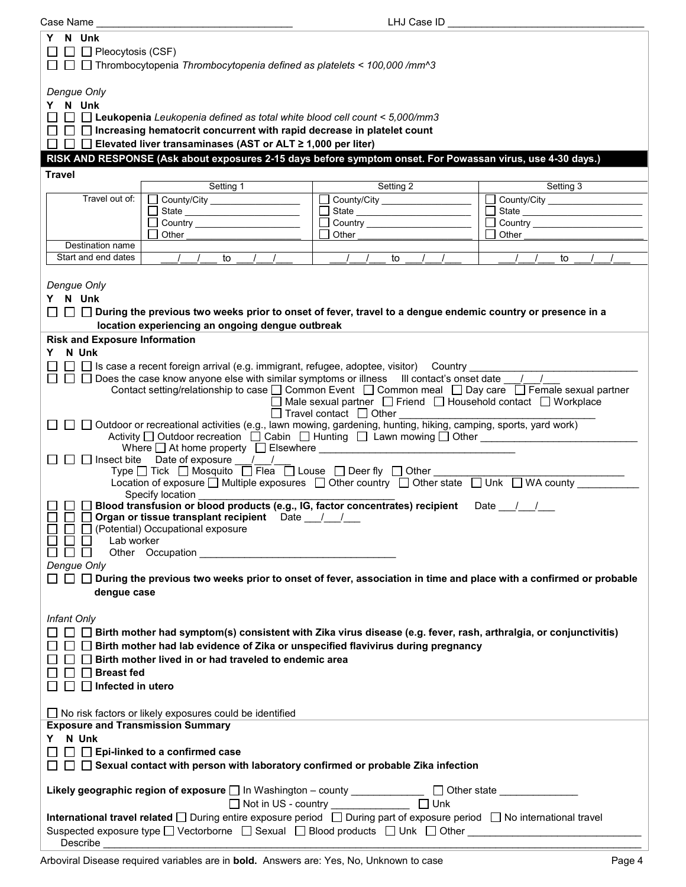Case Name ________________________________ LHJ Case ID ________________________________

Y N Unk

☐ ☐ ☐ Pleocytosis (CSF)

☐ ☐ ☐ Thrombocytopenia *Thrombocytopenia defined as platelets < 100,000 /mm^3*

*Dengue Only*

Y N Unk

☐ ☐ ☐ **Leukopenia** *Leukopenia defined as total white blood cell count < 5,000/mm3*

☐ ☐ ☐ **Increasing hematocrit concurrent with rapid decrease in platelet count**

☐ ☐ ☐ **Elevated liver transaminases (AST or ALT ≥ 1,000 per liter)**

## RISK AND RESPONSE (Ask about exposures 2-15 days before symptom onset. For Powassan virus, use 4-30 days.)

**Travel**

| | Setting 1 | Setting 2 | Setting 3 |
|---|---|---|---|
| Travel out of: | ☐ County/City ____________ ☐ State ____________ ☐ Country ____________ ☐ Other ____________ | ☐ County/City ____________ ☐ State ____________ ☐ Country ____________ ☐ Other ____________ | ☐ County/City ____________ ☐ State ____________ ☐ Country ____________ ☐ Other ____________ |
| Destination name | | | |
| Start and end dates | ___/___/___ to ___/___/___ | ___/___/___ to ___/___/___ | ___/___/___ to ___/___/___ |

*Dengue Only*

Y N Unk

☐ ☐ ☐ **During the previous two weeks prior to onset of fever, travel to a dengue endemic country or presence in a location experiencing an ongoing dengue outbreak**

**Risk and Exposure Information**

Y N Unk

☐ ☐ ☐ Is case a recent foreign arrival (e.g. immigrant, refugee, adoptee, visitor) Country ____________________

☐ ☐ ☐ Does the case know anyone else with similar symptoms or illness Ill contact's onset date ___/___/___
Contact setting/relationship to case ☐ Common Event ☐ Common meal ☐ Day care ☐ Female sexual partner ☐ Male sexual partner ☐ Friend ☐ Household contact ☐ Workplace ☐ Travel contact ☐ Other ____________________

☐ ☐ ☐ Outdoor or recreational activities (e.g., lawn mowing, gardening, hunting, hiking, camping, sports, yard work)
Activity ☐ Outdoor recreation ☐ Cabin ☐ Hunting ☐ Lawn mowing ☐ Other ____________________
Where ☐ At home property ☐ Elsewhere ____________________

☐ ☐ ☐ Insect bite Date of exposure ___/___/___
Type ☐ Tick ☐ Mosquito ☐ Flea ☐ Louse ☐ Deer fly ☐ Other ____________________
Location of exposure ☐ Multiple exposures ☐ Other country ☐ Other state ☐ Unk ☐ WA county ________
Specify location ____________________

☐ ☐ ☐ **Blood transfusion or blood products (e.g., IG, factor concentrates) recipient** Date ___/___/___

☐ ☐ ☐ **Organ or tissue transplant recipient** Date ___/___/___

☐ ☐ ☐ (Potential) Occupational exposure

☐ ☐ ☐ Lab worker

☐ ☐ ☐ Other Occupation ____________________

*Dengue Only*

☐ ☐ ☐ **During the previous two weeks prior to onset of fever, association in time and place with a confirmed or probable dengue case**

*Infant Only*

☐ ☐ ☐ **Birth mother had symptom(s) consistent with Zika virus disease (e.g. fever, rash, arthralgia, or conjunctivitis)**

☐ ☐ ☐ **Birth mother had lab evidence of Zika or unspecified flavivirus during pregnancy**

☐ ☐ ☐ **Birth mother lived in or had traveled to endemic area**

☐ ☐ ☐ **Breast fed**

☐ ☐ ☐ **Infected in utero**

☐ No risk factors or likely exposures could be identified

**Exposure and Transmission Summary**

Y N Unk

☐ ☐ ☐ **Epi-linked to a confirmed case**

☐ ☐ ☐ **Sexual contact with person with laboratory confirmed or probable Zika infection**

**Likely geographic region of exposure** ☐ In Washington – county ____________ ☐ Other state ____________ ☐ Not in US - country ____________ ☐ Unk

**International travel related** ☐ During entire exposure period ☐ During part of exposure period ☐ No international travel

Suspected exposure type ☐ Vectorborne ☐ Sexual ☐ Blood products ☐ Unk ☐ Other ____________________

Describe ____________________

Arboviral Disease required variables are in **bold**. Answers are: Yes, No, Unknown to case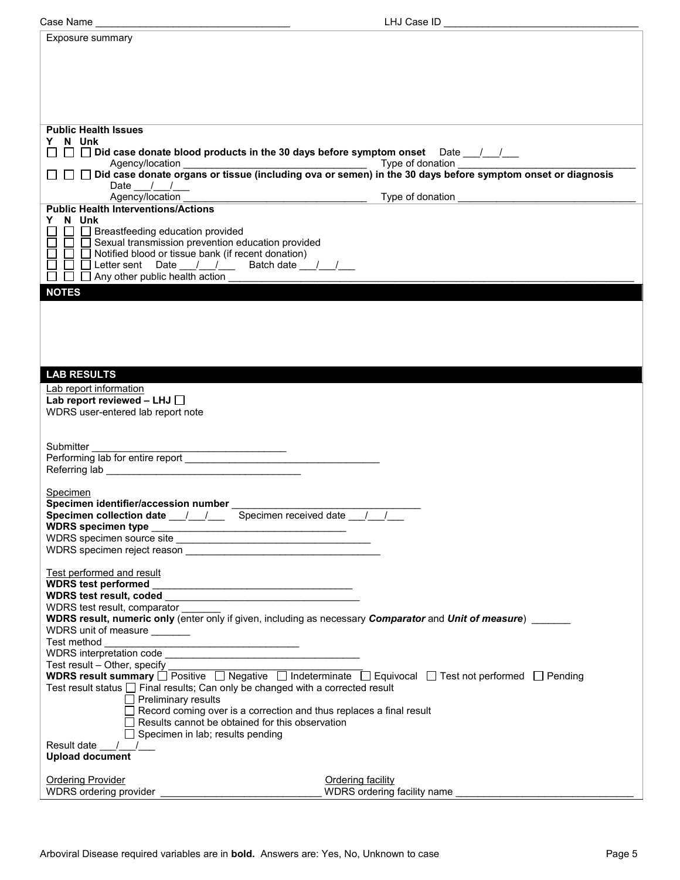Case Name ___________________________________ LHJ Case ID ___________________________________

Exposure summary

**Public Health Issues**

Y N Unk

☐ ☐ ☐ **Did case donate blood products in the 30 days before symptom onset** Date ___/___/___

Agency/location _________________________________ Type of donation _________________________________

☐ ☐ ☐ **Did case donate organs or tissue (including ova or semen) in the 30 days before symptom onset or diagnosis**

Date ___/___/___

Agency/location _________________________________ Type of donation _________________________________

**Public Health Interventions/Actions**

Y N Unk

☐ ☐ ☐ Breastfeeding education provided

☐ ☐ ☐ Sexual transmission prevention education provided

☐ ☐ ☐ Notified blood or tissue bank (if recent donation)

☐ ☐ ☐ Letter sent Date ___/___/___ Batch date ___/___/___

☐ ☐ ☐ Any other public health action _________________________________

## NOTES

## LAB RESULTS

Lab report information

**Lab report reviewed – LHJ** ☐

WDRS user-entered lab report note

Submitter _________________________________

Performing lab for entire report _________________________________

Referring lab _________________________________

Specimen

**Specimen identifier/accession number** _________________________________

**Specimen collection date** ___/___/___ Specimen received date ___/___/___

**WDRS specimen type** _________________________________

WDRS specimen source site _________________________________

WDRS specimen reject reason _________________________________

Test performed and result

**WDRS test performed** _________________________________

**WDRS test result, coded** _________________________________

WDRS test result, comparator _______

**WDRS result, numeric only** (enter only if given, including as necessary ***Comparator*** and ***Unit of measure***) _______

WDRS unit of measure _______

Test method _________________________________

WDRS interpretation code _________________________________

Test result – Other, specify _________________________________

**WDRS result summary** ☐ Positive ☐ Negative ☐ Indeterminate ☐ Equivocal ☐ Test not performed ☐ Pending

Test result status ☐ Final results; Can only be changed with a corrected result

☐ Preliminary results

☐ Record coming over is a correction and thus replaces a final result

☐ Results cannot be obtained for this observation

☐ Specimen in lab; results pending

Result date ___/___/___

**Upload document**

Ordering Provider

WDRS ordering provider _________________________________

Ordering facility

WDRS ordering facility name _________________________________

Arboviral Disease required variables are in **bold.** Answers are: Yes, No, Unknown to case